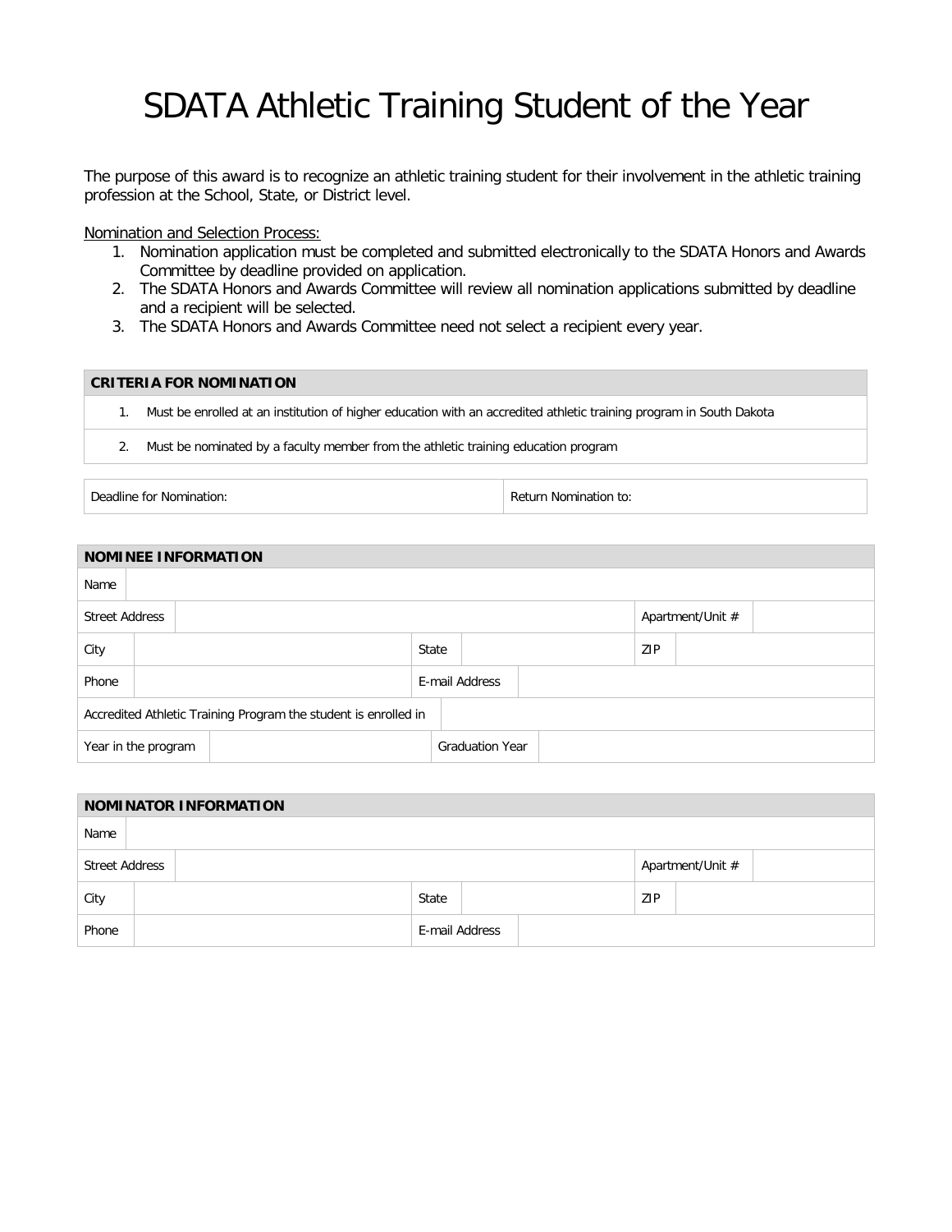# SDATA Athletic Training Student of the Year

The purpose of this award is to recognize an athletic training student for their involvement in the athletic training profession at the School, State, or District level.

Nomination and Selection Process:

1. Nomination application must be completed and submitted electronically to the SDATA Honors and Awards Committee by deadline provided on application.
2. The SDATA Honors and Awards Committee will review all nomination applications submitted by deadline and a recipient will be selected.
3. The SDATA Honors and Awards Committee need not select a recipient every year.

| **CRITERIA FOR NOMINATION** |
|---|
| 1. Must be enrolled at an institution of higher education with an accredited athletic training program in South Dakota |
| 2. Must be nominated by a faculty member from the athletic training education program |

| Deadline for Nomination: | Return Nomination to: |
|---|---|

| **NOMINEE INFORMATION** | | | | | |
|---|---|---|---|---|---|
| Name | | | | | |
| Street Address | | | | Apartment/Unit # | |
| City | | State | | ZIP | |
| Phone | | E-mail Address | | | |
| Accredited Athletic Training Program the student is enrolled in | | | | | |
| Year in the program | | Graduation Year | | | |

| **NOMINATOR INFORMATION** | | | | | |
|---|---|---|---|---|---|
| Name | | | | | |
| Street Address | | | | Apartment/Unit # | |
| City | | State | | ZIP | |
| Phone | | E-mail Address | | | |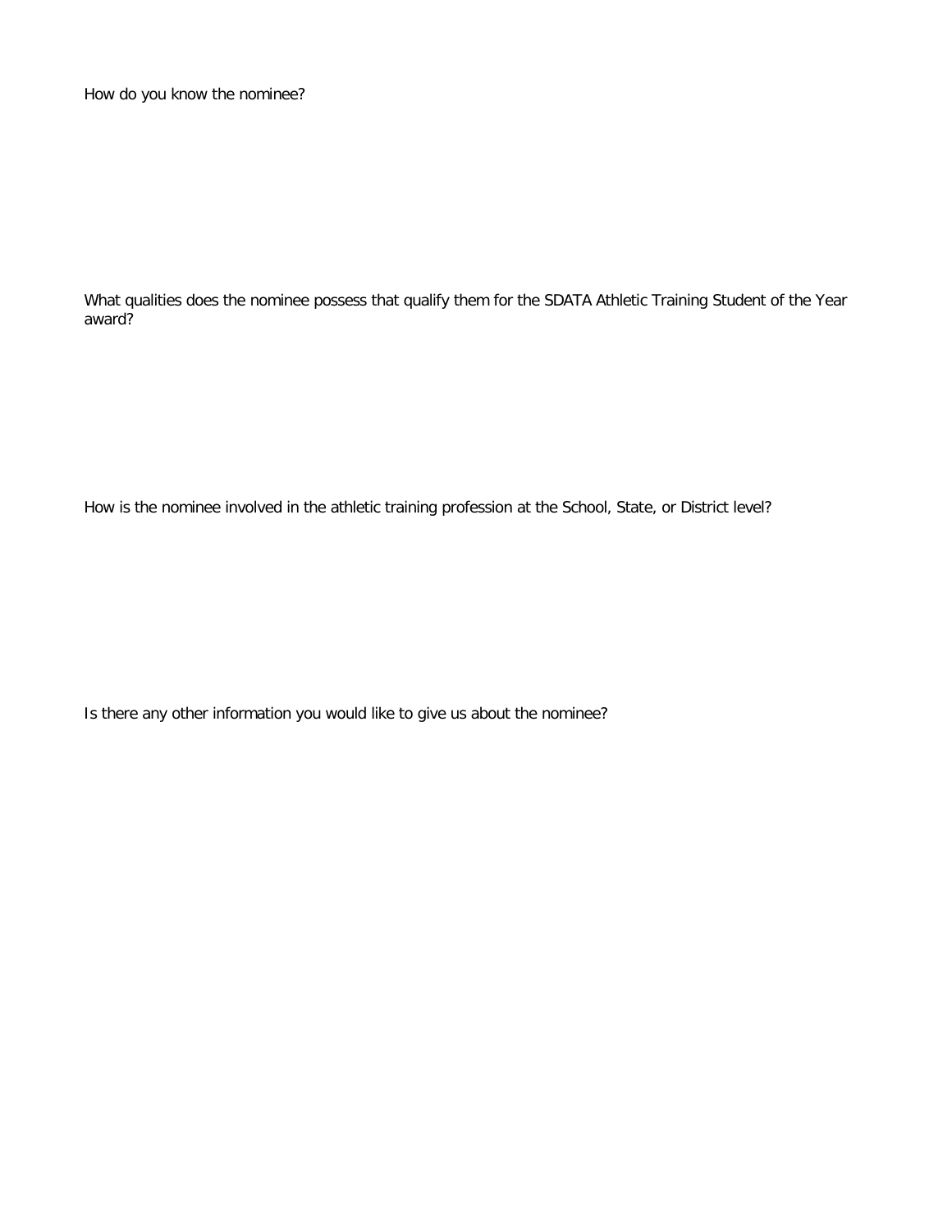How do you know the nominee?

What qualities does the nominee possess that qualify them for the SDATA Athletic Training Student of the Year award?

How is the nominee involved in the athletic training profession at the School, State, or District level?

Is there any other information you would like to give us about the nominee?